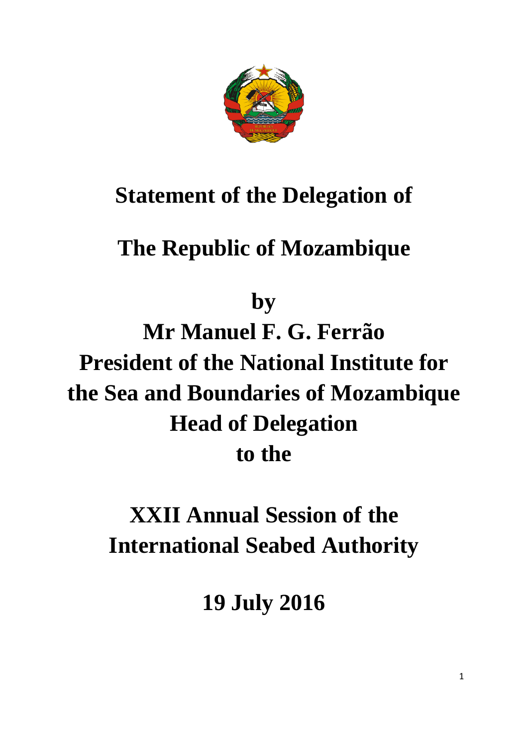# Statement of the Delegation of

# The Republic of Mozambique

# by

# Mr Manuel F. G. Ferrão

# President of the National Institute for the Sea and Boundaries of Mozambique

# Head of Delegation

# to the

# XXII Annual Session of the International Seabed Authority

# 19 July 2016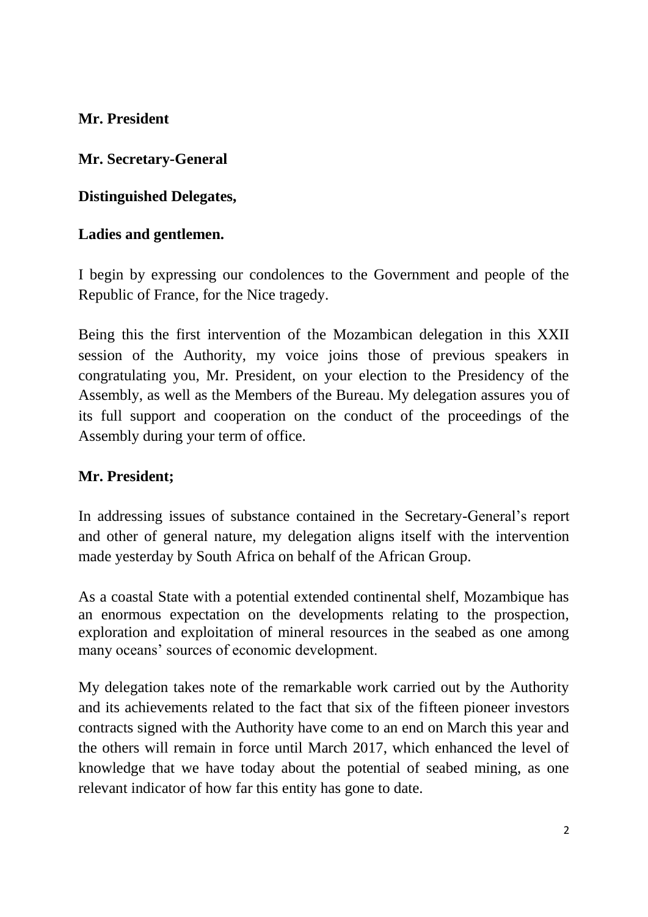**Mr. President**

**Mr. Secretary-General**

**Distinguished Delegates,**

**Ladies and gentlemen.**

I begin by expressing our condolences to the Government and people of the Republic of France, for the Nice tragedy.

Being this the first intervention of the Mozambican delegation in this XXII session of the Authority, my voice joins those of previous speakers in congratulating you, Mr. President, on your election to the Presidency of the Assembly, as well as the Members of the Bureau. My delegation assures you of its full support and cooperation on the conduct of the proceedings of the Assembly during your term of office.

**Mr. President;**

In addressing issues of substance contained in the Secretary-General's report and other of general nature, my delegation aligns itself with the intervention made yesterday by South Africa on behalf of the African Group.

As a coastal State with a potential extended continental shelf, Mozambique has an enormous expectation on the developments relating to the prospection, exploration and exploitation of mineral resources in the seabed as one among many oceans' sources of economic development.

My delegation takes note of the remarkable work carried out by the Authority and its achievements related to the fact that six of the fifteen pioneer investors contracts signed with the Authority have come to an end on March this year and the others will remain in force until March 2017, which enhanced the level of knowledge that we have today about the potential of seabed mining, as one relevant indicator of how far this entity has gone to date.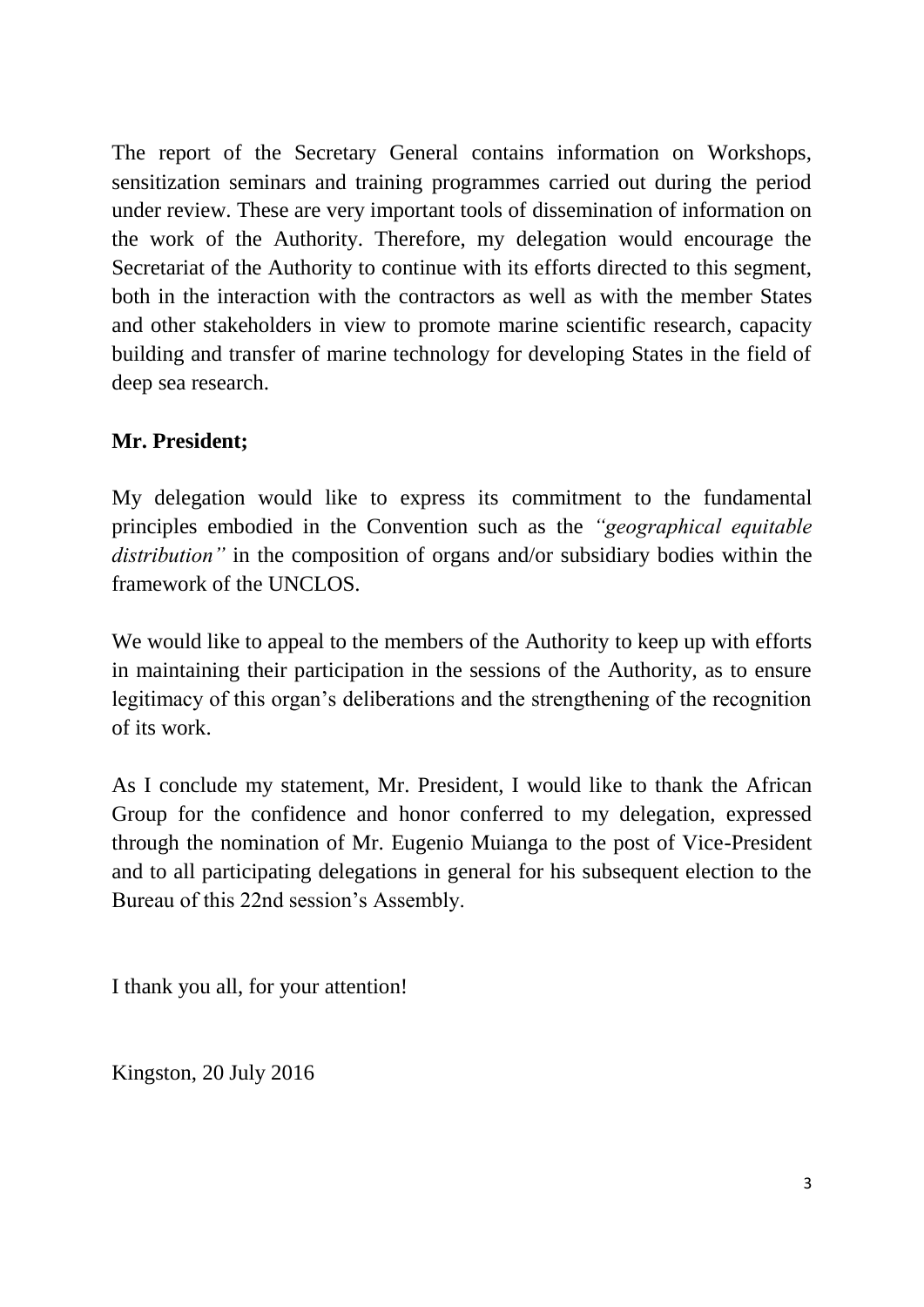The report of the Secretary General contains information on Workshops, sensitization seminars and training programmes carried out during the period under review. These are very important tools of dissemination of information on the work of the Authority. Therefore, my delegation would encourage the Secretariat of the Authority to continue with its efforts directed to this segment, both in the interaction with the contractors as well as with the member States and other stakeholders in view to promote marine scientific research, capacity building and transfer of marine technology for developing States in the field of deep sea research.

**Mr. President;**

My delegation would like to express its commitment to the fundamental principles embodied in the Convention such as the *"geographical equitable distribution"* in the composition of organs and/or subsidiary bodies within the framework of the UNCLOS.

We would like to appeal to the members of the Authority to keep up with efforts in maintaining their participation in the sessions of the Authority, as to ensure legitimacy of this organ's deliberations and the strengthening of the recognition of its work.

As I conclude my statement, Mr. President, I would like to thank the African Group for the confidence and honor conferred to my delegation, expressed through the nomination of Mr. Eugenio Muianga to the post of Vice-President and to all participating delegations in general for his subsequent election to the Bureau of this 22nd session's Assembly.

I thank you all, for your attention!

Kingston, 20 July 2016